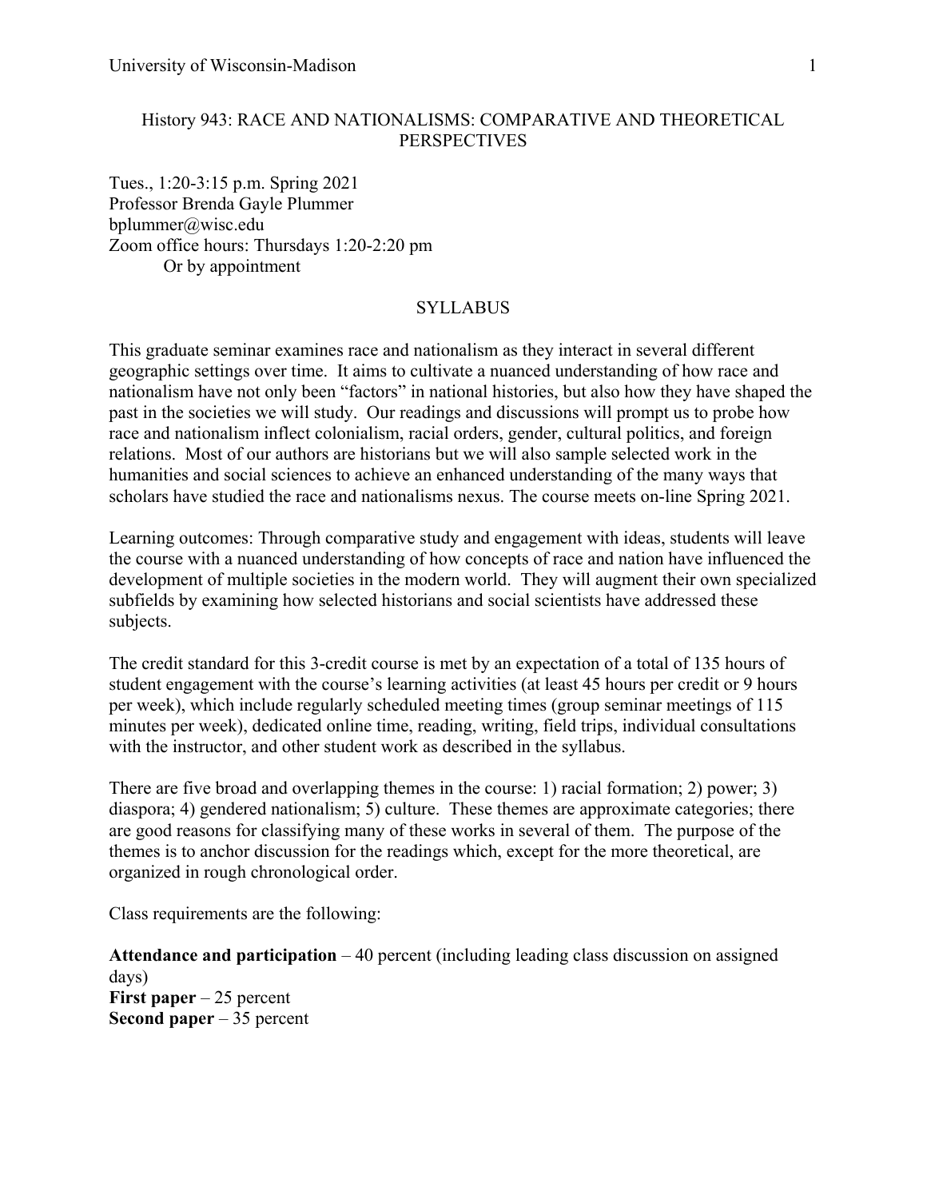# History 943: RACE AND NATIONALISMS: COMPARATIVE AND THEORETICAL PERSPECTIVES

Tues., 1:20-3:15 p.m. Spring 2021
Professor Brenda Gayle Plummer
bplummer@wisc.edu
Zoom office hours: Thursdays 1:20-2:20 pm
Or by appointment

## SYLLABUS

This graduate seminar examines race and nationalism as they interact in several different geographic settings over time. It aims to cultivate a nuanced understanding of how race and nationalism have not only been "factors" in national histories, but also how they have shaped the past in the societies we will study. Our readings and discussions will prompt us to probe how race and nationalism inflect colonialism, racial orders, gender, cultural politics, and foreign relations. Most of our authors are historians but we will also sample selected work in the humanities and social sciences to achieve an enhanced understanding of the many ways that scholars have studied the race and nationalisms nexus. The course meets on-line Spring 2021.

Learning outcomes: Through comparative study and engagement with ideas, students will leave the course with a nuanced understanding of how concepts of race and nation have influenced the development of multiple societies in the modern world. They will augment their own specialized subfields by examining how selected historians and social scientists have addressed these subjects.

The credit standard for this 3-credit course is met by an expectation of a total of 135 hours of student engagement with the course's learning activities (at least 45 hours per credit or 9 hours per week), which include regularly scheduled meeting times (group seminar meetings of 115 minutes per week), dedicated online time, reading, writing, field trips, individual consultations with the instructor, and other student work as described in the syllabus.

There are five broad and overlapping themes in the course: 1) racial formation; 2) power; 3) diaspora; 4) gendered nationalism; 5) culture. These themes are approximate categories; there are good reasons for classifying many of these works in several of them. The purpose of the themes is to anchor discussion for the readings which, except for the more theoretical, are organized in rough chronological order.

Class requirements are the following:

**Attendance and participation** – 40 percent (including leading class discussion on assigned days)
**First paper** – 25 percent
**Second paper** – 35 percent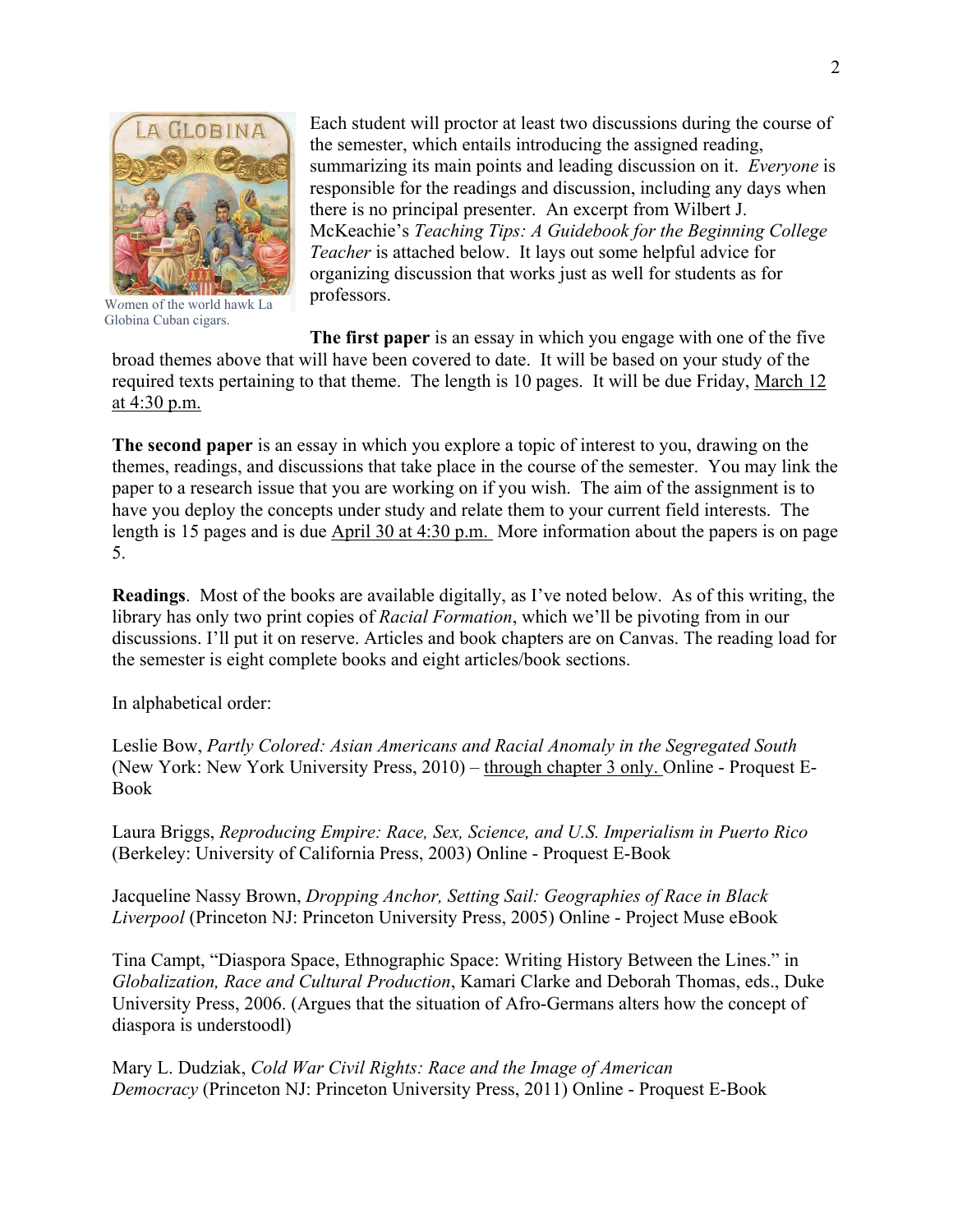Women of the world hawk La Globina Cuban cigars.

Each student will proctor at least two discussions during the course of the semester, which entails introducing the assigned reading, summarizing its main points and leading discussion on it. *Everyone* is responsible for the readings and discussion, including any days when there is no principal presenter. An excerpt from Wilbert J. McKeachie's *Teaching Tips: A Guidebook for the Beginning College Teacher* is attached below. It lays out some helpful advice for organizing discussion that works just as well for students as for professors.

**The first paper** is an essay in which you engage with one of the five broad themes above that will have been covered to date. It will be based on your study of the required texts pertaining to that theme. The length is 10 pages. It will be due Friday, March 12 at 4:30 p.m.

**The second paper** is an essay in which you explore a topic of interest to you, drawing on the themes, readings, and discussions that take place in the course of the semester. You may link the paper to a research issue that you are working on if you wish. The aim of the assignment is to have you deploy the concepts under study and relate them to your current field interests. The length is 15 pages and is due April 30 at 4:30 p.m. More information about the papers is on page 5.

**Readings**. Most of the books are available digitally, as I've noted below. As of this writing, the library has only two print copies of *Racial Formation*, which we'll be pivoting from in our discussions. I'll put it on reserve. Articles and book chapters are on Canvas. The reading load for the semester is eight complete books and eight articles/book sections.

In alphabetical order:

Leslie Bow, *Partly Colored: Asian Americans and Racial Anomaly in the Segregated South* (New York: New York University Press, 2010) – through chapter 3 only. Online - Proquest E-Book

Laura Briggs, *Reproducing Empire: Race, Sex, Science, and U.S. Imperialism in Puerto Rico* (Berkeley: University of California Press, 2003) Online - Proquest E-Book

Jacqueline Nassy Brown, *Dropping Anchor, Setting Sail: Geographies of Race in Black Liverpool* (Princeton NJ: Princeton University Press, 2005) Online - Project Muse eBook

Tina Campt, "Diaspora Space, Ethnographic Space: Writing History Between the Lines." in *Globalization, Race and Cultural Production*, Kamari Clarke and Deborah Thomas, eds., Duke University Press, 2006. (Argues that the situation of Afro-Germans alters how the concept of diaspora is understoodl)

Mary L. Dudziak, *Cold War Civil Rights: Race and the Image of American Democracy* (Princeton NJ: Princeton University Press, 2011) Online - Proquest E-Book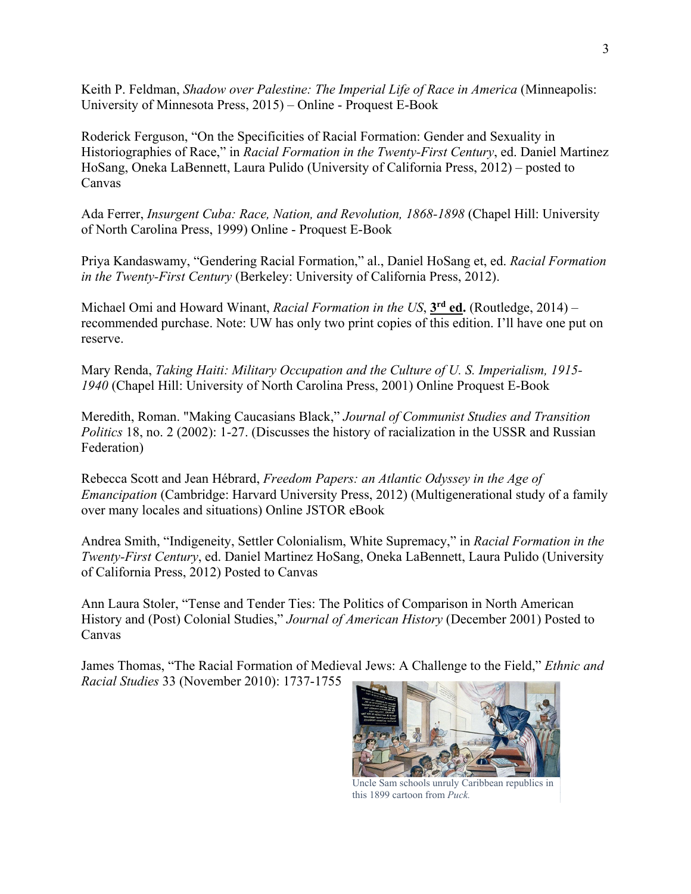Keith P. Feldman, *Shadow over Palestine: The Imperial Life of Race in America* (Minneapolis: University of Minnesota Press, 2015) – Online - Proquest E-Book

Roderick Ferguson, "On the Specificities of Racial Formation: Gender and Sexuality in Historiographies of Race," in *Racial Formation in the Twenty-First Century*, ed. Daniel Martinez HoSang, Oneka LaBennett, Laura Pulido (University of California Press, 2012) – posted to Canvas

Ada Ferrer, *Insurgent Cuba: Race, Nation, and Revolution, 1868-1898* (Chapel Hill: University of North Carolina Press, 1999) Online - Proquest E-Book

Priya Kandaswamy, "Gendering Racial Formation," al., Daniel HoSang et, ed. *Racial Formation in the Twenty-First Century* (Berkeley: University of California Press, 2012).

Michael Omi and Howard Winant, *Racial Formation in the US*, **3rd ed.** (Routledge, 2014) – recommended purchase. Note: UW has only two print copies of this edition. I'll have one put on reserve.

Mary Renda, *Taking Haiti: Military Occupation and the Culture of U. S. Imperialism, 1915-1940* (Chapel Hill: University of North Carolina Press, 2001) Online Proquest E-Book

Meredith, Roman. "Making Caucasians Black," *Journal of Communist Studies and Transition Politics* 18, no. 2 (2002): 1-27. (Discusses the history of racialization in the USSR and Russian Federation)

Rebecca Scott and Jean Hébrard, *Freedom Papers: an Atlantic Odyssey in the Age of Emancipation* (Cambridge: Harvard University Press, 2012) (Multigenerational study of a family over many locales and situations) Online JSTOR eBook

Andrea Smith, "Indigeneity, Settler Colonialism, White Supremacy," in *Racial Formation in the Twenty-First Century*, ed. Daniel Martinez HoSang, Oneka LaBennett, Laura Pulido (University of California Press, 2012) Posted to Canvas

Ann Laura Stoler, "Tense and Tender Ties: The Politics of Comparison in North American History and (Post) Colonial Studies," *Journal of American History* (December 2001) Posted to Canvas

James Thomas, "The Racial Formation of Medieval Jews: A Challenge to the Field," *Ethnic and Racial Studies* 33 (November 2010): 1737-1755

Uncle Sam schools unruly Caribbean republics in this 1899 cartoon from *Puck.*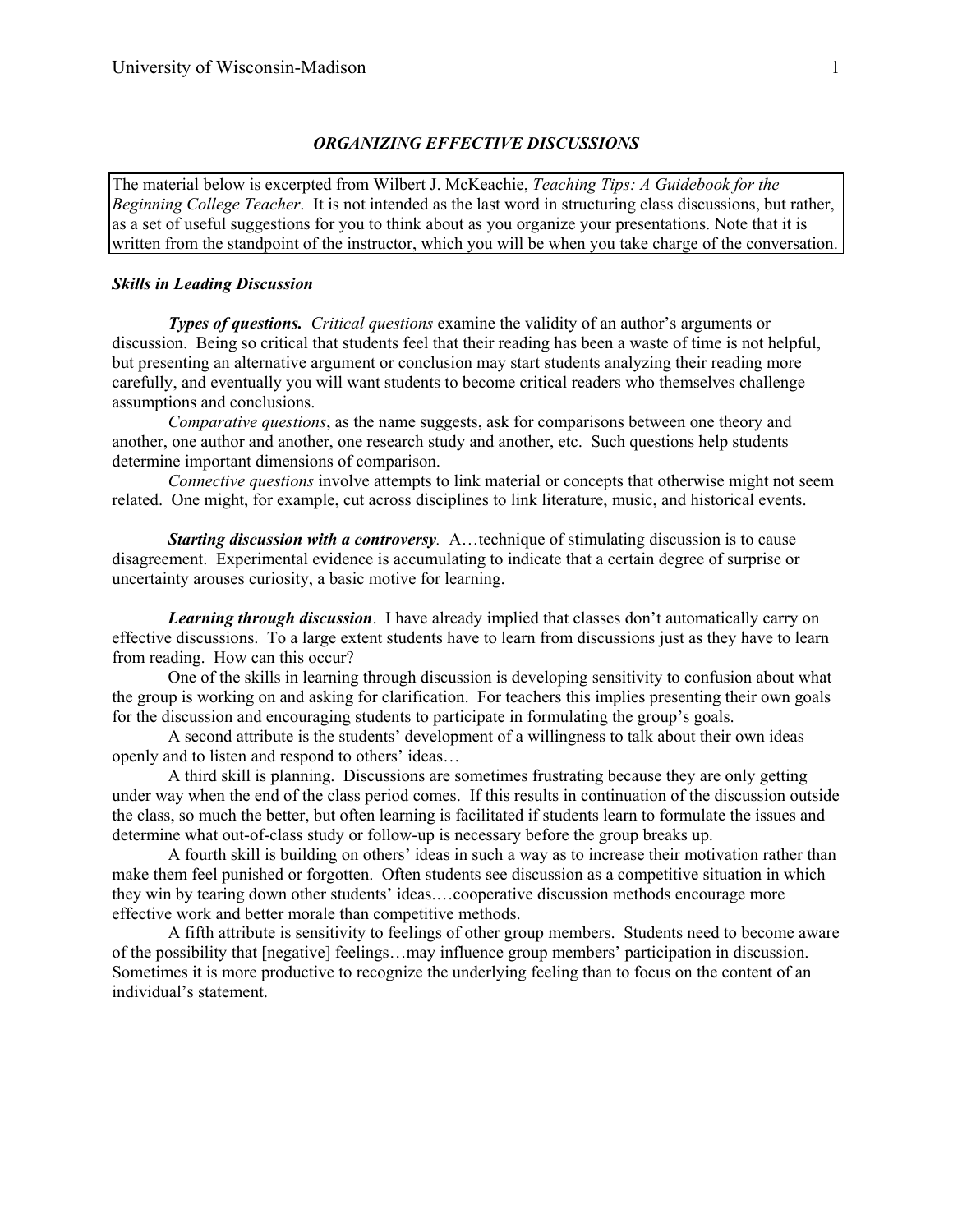## *ORGANIZING EFFECTIVE DISCUSSIONS*

The material below is excerpted from Wilbert J. McKeachie, *Teaching Tips: A Guidebook for the Beginning College Teacher*. It is not intended as the last word in structuring class discussions, but rather, as a set of useful suggestions for you to think about as you organize your presentations. Note that it is written from the standpoint of the instructor, which you will be when you take charge of the conversation.

### *Skills in Leading Discussion*

***Types of questions.*** *Critical questions* examine the validity of an author's arguments or discussion. Being so critical that students feel that their reading has been a waste of time is not helpful, but presenting an alternative argument or conclusion may start students analyzing their reading more carefully, and eventually you will want students to become critical readers who themselves challenge assumptions and conclusions.

*Comparative questions*, as the name suggests, ask for comparisons between one theory and another, one author and another, one research study and another, etc. Such questions help students determine important dimensions of comparison.

*Connective questions* involve attempts to link material or concepts that otherwise might not seem related. One might, for example, cut across disciplines to link literature, music, and historical events.

***Starting discussion with a controversy***. A…technique of stimulating discussion is to cause disagreement. Experimental evidence is accumulating to indicate that a certain degree of surprise or uncertainty arouses curiosity, a basic motive for learning.

***Learning through discussion***. I have already implied that classes don't automatically carry on effective discussions. To a large extent students have to learn from discussions just as they have to learn from reading. How can this occur?

One of the skills in learning through discussion is developing sensitivity to confusion about what the group is working on and asking for clarification. For teachers this implies presenting their own goals for the discussion and encouraging students to participate in formulating the group's goals.

A second attribute is the students' development of a willingness to talk about their own ideas openly and to listen and respond to others' ideas…

A third skill is planning. Discussions are sometimes frustrating because they are only getting under way when the end of the class period comes. If this results in continuation of the discussion outside the class, so much the better, but often learning is facilitated if students learn to formulate the issues and determine what out-of-class study or follow-up is necessary before the group breaks up.

A fourth skill is building on others' ideas in such a way as to increase their motivation rather than make them feel punished or forgotten. Often students see discussion as a competitive situation in which they win by tearing down other students' ideas.…cooperative discussion methods encourage more effective work and better morale than competitive methods.

A fifth attribute is sensitivity to feelings of other group members. Students need to become aware of the possibility that [negative] feelings…may influence group members' participation in discussion. Sometimes it is more productive to recognize the underlying feeling than to focus on the content of an individual's statement.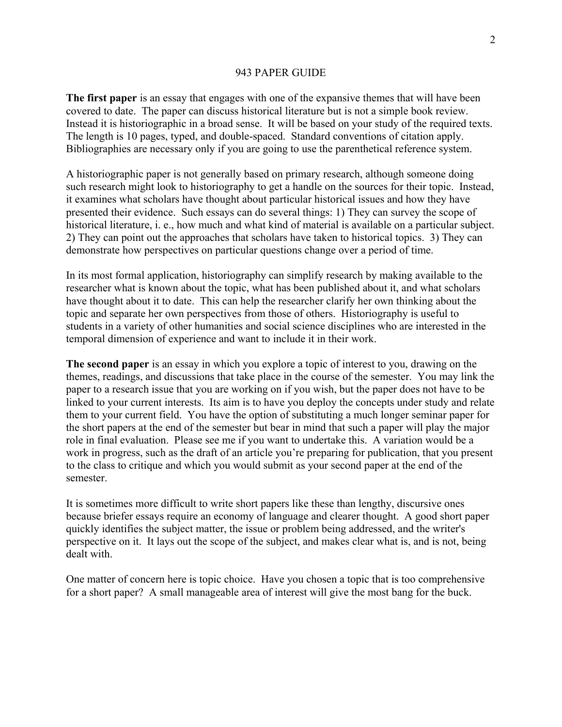## 943 PAPER GUIDE

**The first paper** is an essay that engages with one of the expansive themes that will have been covered to date. The paper can discuss historical literature but is not a simple book review. Instead it is historiographic in a broad sense. It will be based on your study of the required texts. The length is 10 pages, typed, and double-spaced. Standard conventions of citation apply. Bibliographies are necessary only if you are going to use the parenthetical reference system.

A historiographic paper is not generally based on primary research, although someone doing such research might look to historiography to get a handle on the sources for their topic. Instead, it examines what scholars have thought about particular historical issues and how they have presented their evidence. Such essays can do several things: 1) They can survey the scope of historical literature, i. e., how much and what kind of material is available on a particular subject. 2) They can point out the approaches that scholars have taken to historical topics. 3) They can demonstrate how perspectives on particular questions change over a period of time.

In its most formal application, historiography can simplify research by making available to the researcher what is known about the topic, what has been published about it, and what scholars have thought about it to date. This can help the researcher clarify her own thinking about the topic and separate her own perspectives from those of others. Historiography is useful to students in a variety of other humanities and social science disciplines who are interested in the temporal dimension of experience and want to include it in their work.

**The second paper** is an essay in which you explore a topic of interest to you, drawing on the themes, readings, and discussions that take place in the course of the semester. You may link the paper to a research issue that you are working on if you wish, but the paper does not have to be linked to your current interests. Its aim is to have you deploy the concepts under study and relate them to your current field. You have the option of substituting a much longer seminar paper for the short papers at the end of the semester but bear in mind that such a paper will play the major role in final evaluation. Please see me if you want to undertake this. A variation would be a work in progress, such as the draft of an article you're preparing for publication, that you present to the class to critique and which you would submit as your second paper at the end of the semester.

It is sometimes more difficult to write short papers like these than lengthy, discursive ones because briefer essays require an economy of language and clearer thought. A good short paper quickly identifies the subject matter, the issue or problem being addressed, and the writer's perspective on it. It lays out the scope of the subject, and makes clear what is, and is not, being dealt with.

One matter of concern here is topic choice. Have you chosen a topic that is too comprehensive for a short paper? A small manageable area of interest will give the most bang for the buck.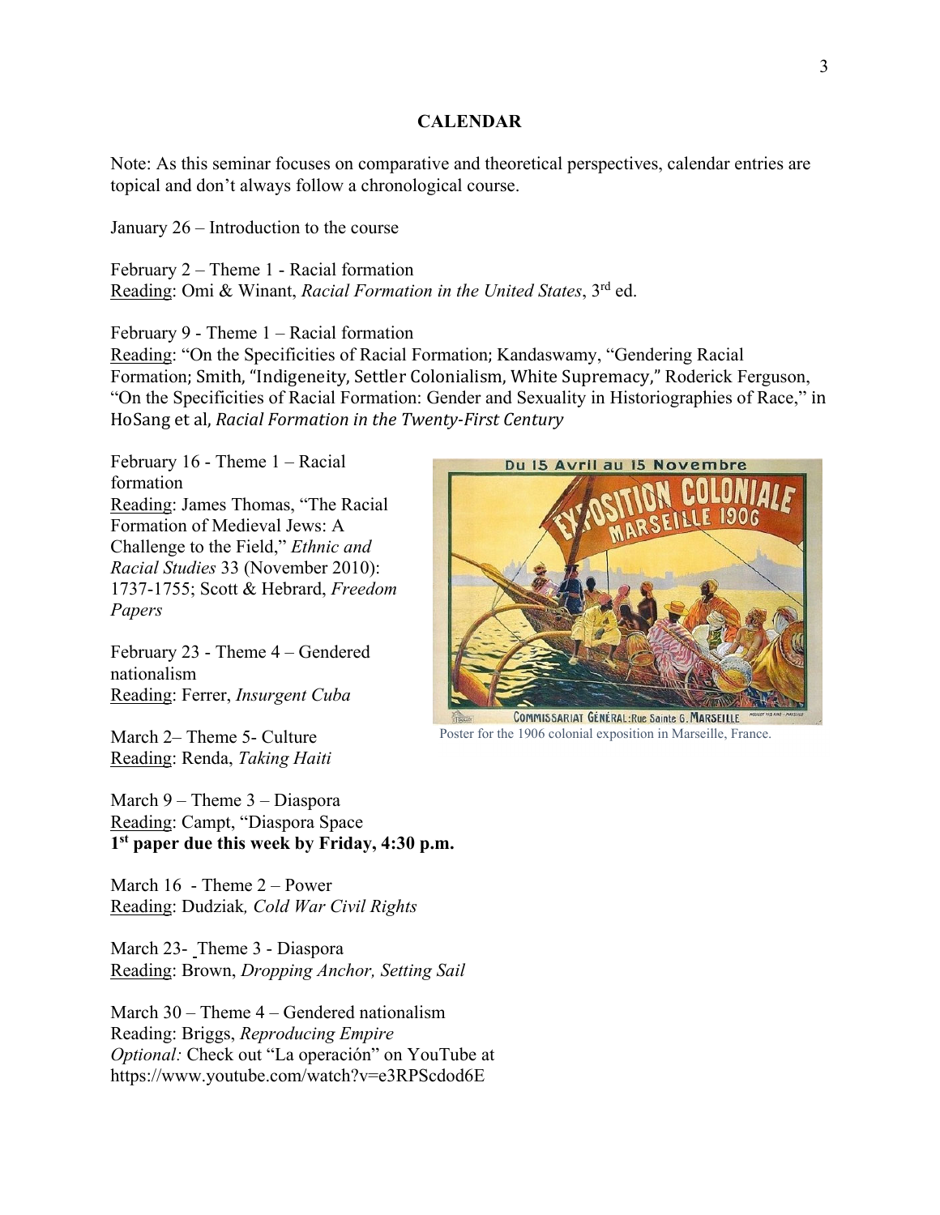## CALENDAR

Note: As this seminar focuses on comparative and theoretical perspectives, calendar entries are topical and don't always follow a chronological course.

January 26 – Introduction to the course

February 2 – Theme 1 - Racial formation
Reading: Omi & Winant, *Racial Formation in the United States*, 3rd ed.

February 9 - Theme 1 – Racial formation
Reading: "On the Specificities of Racial Formation; Kandaswamy, "Gendering Racial Formation; Smith, "Indigeneity, Settler Colonialism, White Supremacy," Roderick Ferguson, "On the Specificities of Racial Formation: Gender and Sexuality in Historiographies of Race," in HoSang et al, *Racial Formation in the Twenty-First Century*

February 16 - Theme 1 – Racial formation
Reading: James Thomas, "The Racial Formation of Medieval Jews: A Challenge to the Field," *Ethnic and Racial Studies* 33 (November 2010): 1737-1755; Scott & Hebrard, *Freedom Papers*

Poster for the 1906 colonial exposition in Marseille, France.

February 23 - Theme 4 – Gendered nationalism
Reading: Ferrer, *Insurgent Cuba*

March 2– Theme 5- Culture
Reading: Renda, *Taking Haiti*

March 9 – Theme 3 – Diaspora
Reading: Campt, "Diaspora Space
**1st paper due this week by Friday, 4:30 p.m.**

March 16 - Theme 2 – Power
Reading: Dudziak*, Cold War Civil Rights*

March 23- Theme 3 - Diaspora
Reading: Brown, *Dropping Anchor, Setting Sail*

March 30 – Theme 4 – Gendered nationalism
Reading: Briggs, *Reproducing Empire*
*Optional:* Check out "La operación" on YouTube at https://www.youtube.com/watch?v=e3RPScdod6E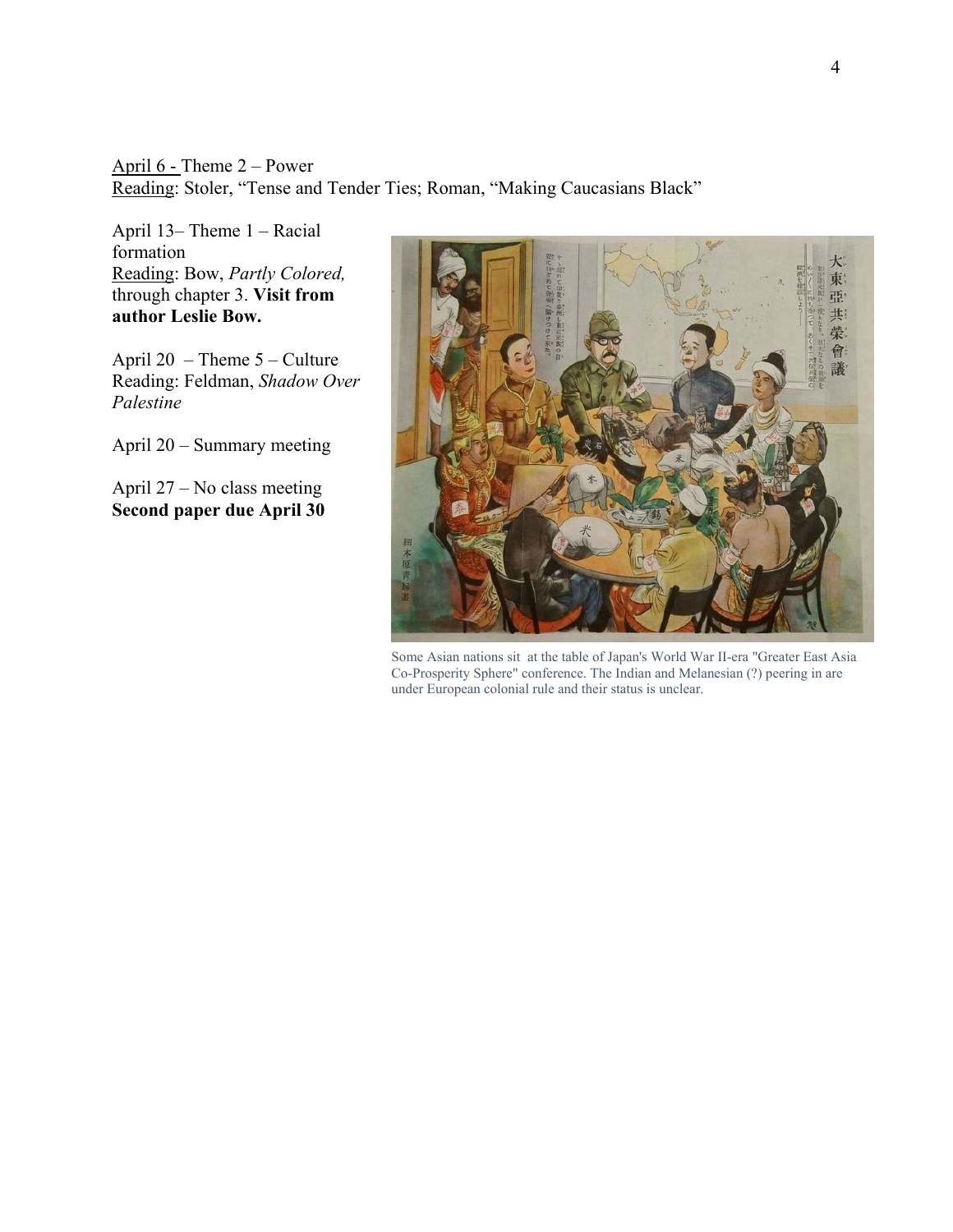April 6 - Theme 2 – Power
Reading: Stoler, "Tense and Tender Ties; Roman, "Making Caucasians Black"

April 13– Theme 1 – Racial formation
Reading: Bow, *Partly Colored,* through chapter 3. **Visit from author Leslie Bow.**

April 20 – Theme 5 – Culture
Reading: Feldman, *Shadow Over Palestine*

April 20 – Summary meeting

April 27 – No class meeting
**Second paper due April 30**

Some Asian nations sit at the table of Japan's World War II-era "Greater East Asia Co-Prosperity Sphere" conference. The Indian and Melanesian (?) peering in are under European colonial rule and their status is unclear.